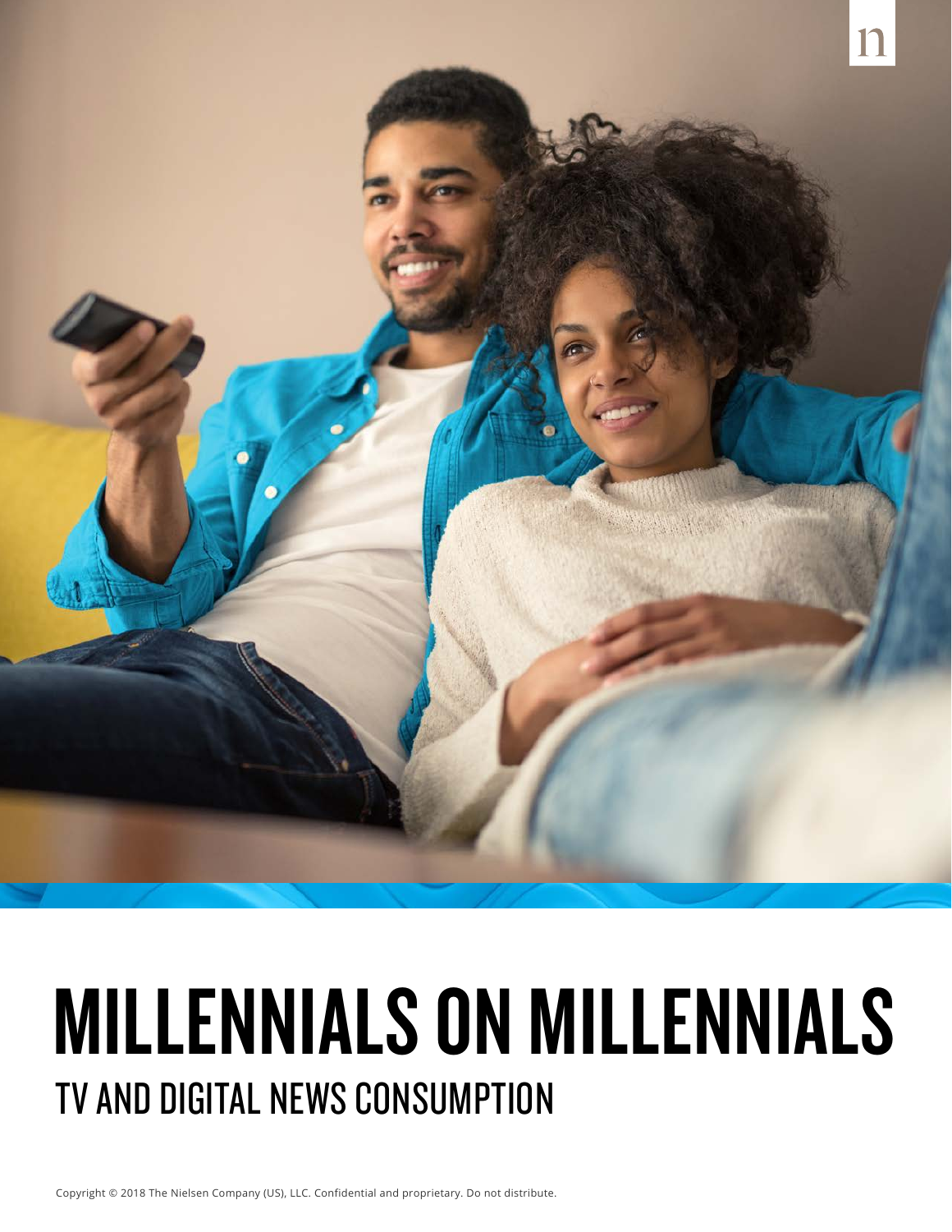# MILLENNIALS ON MILLENNIALS

## TV AND DIGITAL NEWS CONSUMPTION

Copyright © 2018 The Nielsen Company (US), LLC. Confidential and proprietary. Do not distribute.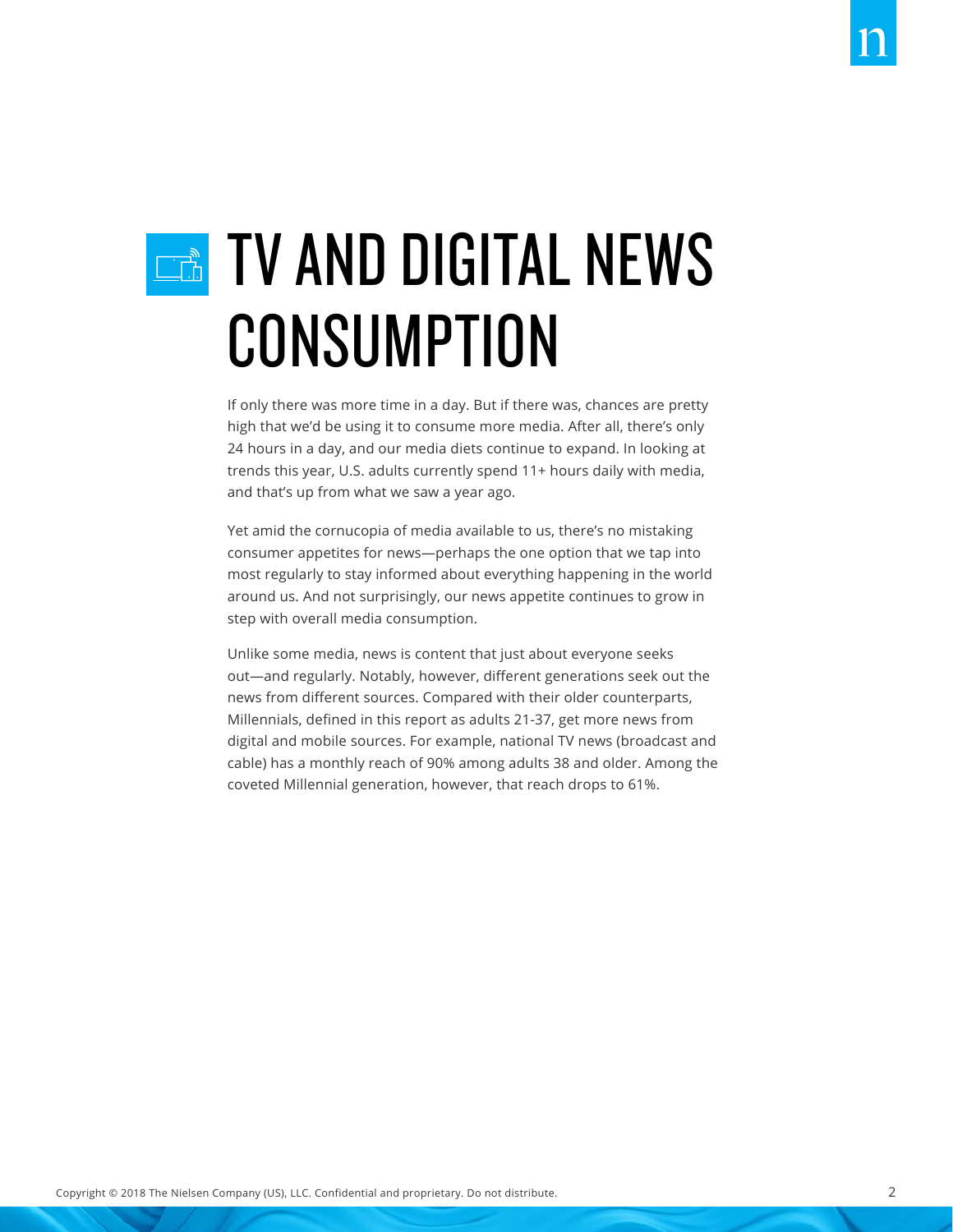# TV AND DIGITAL NEWS CONSUMPTION

If only there was more time in a day. But if there was, chances are pretty high that we'd be using it to consume more media. After all, there's only 24 hours in a day, and our media diets continue to expand. In looking at trends this year, U.S. adults currently spend 11+ hours daily with media, and that's up from what we saw a year ago.

Yet amid the cornucopia of media available to us, there's no mistaking consumer appetites for news—perhaps the one option that we tap into most regularly to stay informed about everything happening in the world around us. And not surprisingly, our news appetite continues to grow in step with overall media consumption.

Unlike some media, news is content that just about everyone seeks out—and regularly. Notably, however, different generations seek out the news from different sources. Compared with their older counterparts, Millennials, defined in this report as adults 21-37, get more news from digital and mobile sources. For example, national TV news (broadcast and cable) has a monthly reach of 90% among adults 38 and older. Among the coveted Millennial generation, however, that reach drops to 61%.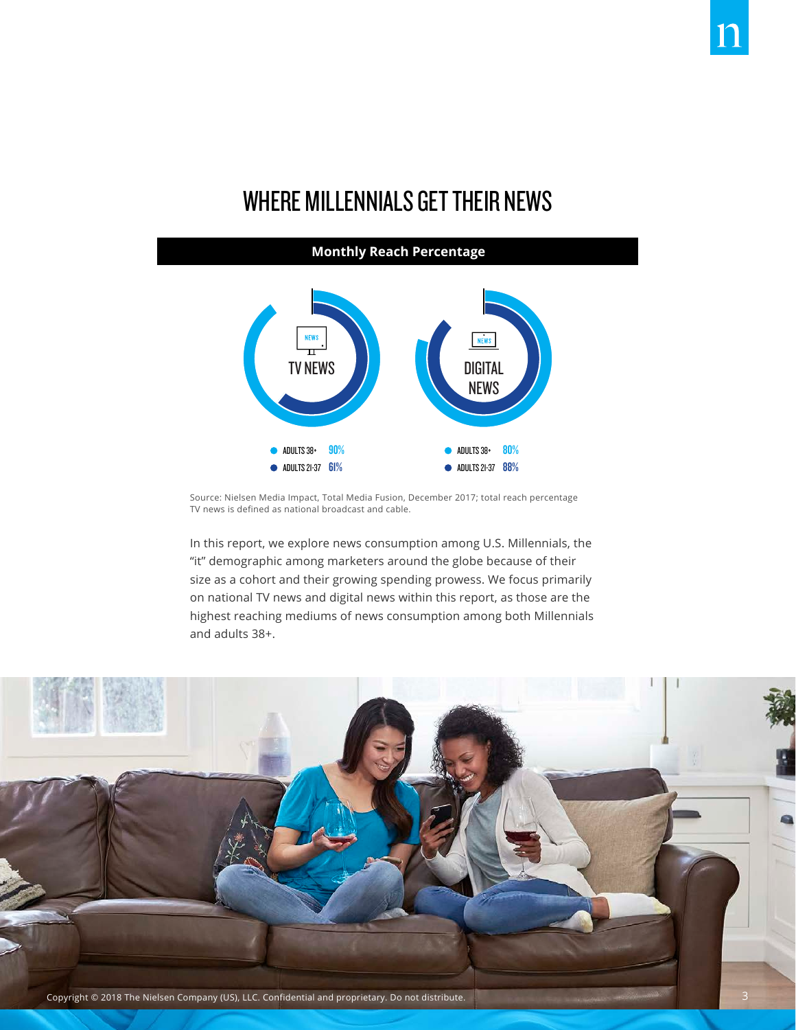# WHERE MILLENNIALS GET THEIR NEWS

**Monthly Reach Percentage**

| | TV NEWS | DIGITAL NEWS |
|---|---|---|
| ADULTS 38+ | 90% | 80% |
| ADULTS 21-37 | 61% | 88% |

Source: Nielsen Media Impact, Total Media Fusion, December 2017; total reach percentage
TV news is defined as national broadcast and cable.

In this report, we explore news consumption among U.S. Millennials, the "it" demographic among marketers around the globe because of their size as a cohort and their growing spending prowess. We focus primarily on national TV news and digital news within this report, as those are the highest reaching mediums of news consumption among both Millennials and adults 38+.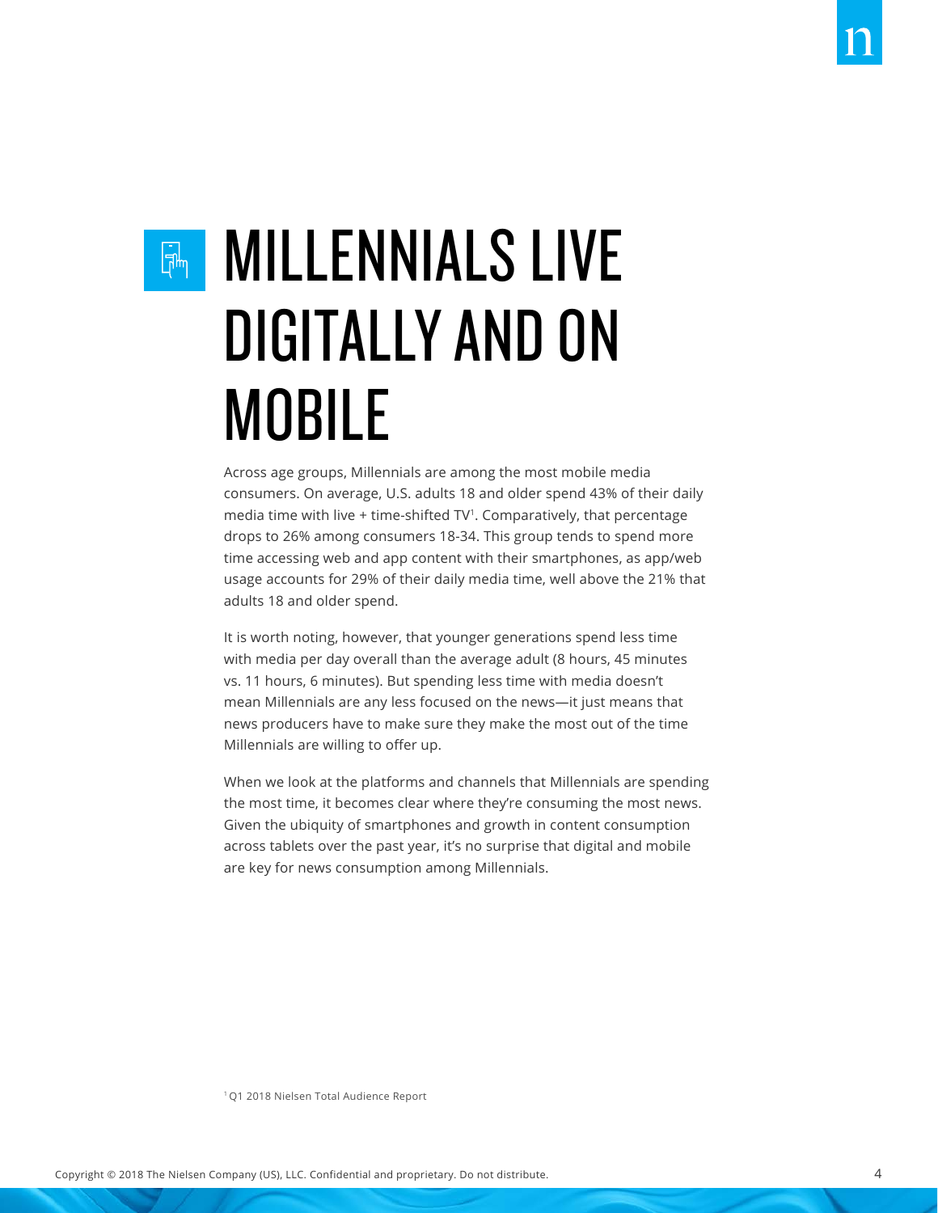# MILLENNIALS LIVE DIGITALLY AND ON MOBILE

Across age groups, Millennials are among the most mobile media consumers. On average, U.S. adults 18 and older spend 43% of their daily media time with live + time-shifted TV[1]. Comparatively, that percentage drops to 26% among consumers 18-34. This group tends to spend more time accessing web and app content with their smartphones, as app/web usage accounts for 29% of their daily media time, well above the 21% that adults 18 and older spend.

It is worth noting, however, that younger generations spend less time with media per day overall than the average adult (8 hours, 45 minutes vs. 11 hours, 6 minutes). But spending less time with media doesn't mean Millennials are any less focused on the news—it just means that news producers have to make sure they make the most out of the time Millennials are willing to offer up.

When we look at the platforms and channels that Millennials are spending the most time, it becomes clear where they're consuming the most news. Given the ubiquity of smartphones and growth in content consumption across tablets over the past year, it's no surprise that digital and mobile are key for news consumption among Millennials.

[1] Q1 2018 Nielsen Total Audience Report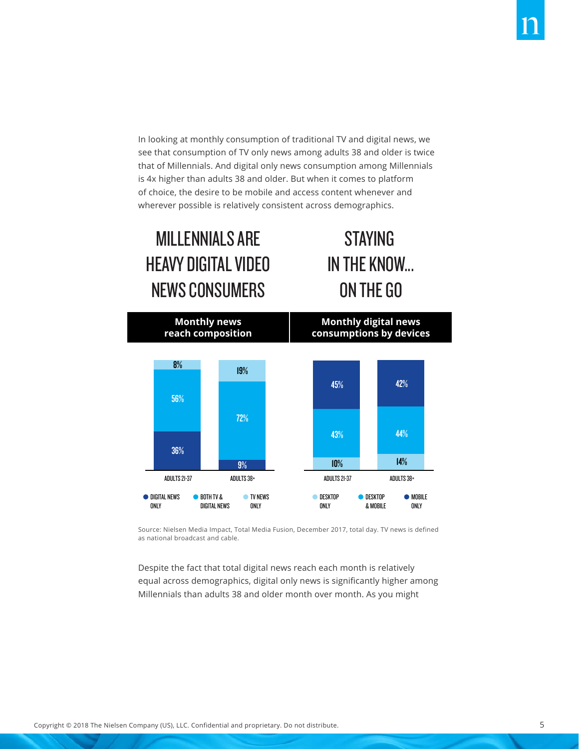In looking at monthly consumption of traditional TV and digital news, we see that consumption of TV only news among adults 38 and older is twice that of Millennials. And digital only news consumption among Millennials is 4x higher than adults 38 and older. But when it comes to platform of choice, the desire to be mobile and access content whenever and wherever possible is relatively consistent across demographics.

## MILLENNIALS ARE HEAVY DIGITAL VIDEO NEWS CONSUMERS

**Monthly news reach composition**

| | ADULTS 21-37 | ADULTS 38+ |
|---|---|---|
| TV NEWS ONLY | 8% | 19% |
| BOTH TV & DIGITAL NEWS | 56% | 72% |
| DIGITAL NEWS ONLY | 36% | 9% |

## STAYING IN THE KNOW... ON THE GO

**Monthly digital news consumptions by devices**

| | ADULTS 21-37 | ADULTS 38+ |
|---|---|---|
| MOBILE ONLY | 45% | 42% |
| DESKTOP & MOBILE | 43% | 44% |
| DESKTOP ONLY | 10% | 14% |

Source: Nielsen Media Impact, Total Media Fusion, December 2017, total day. TV news is defined as national broadcast and cable.

Despite the fact that total digital news reach each month is relatively equal across demographics, digital only news is significantly higher among Millennials than adults 38 and older month over month. As you might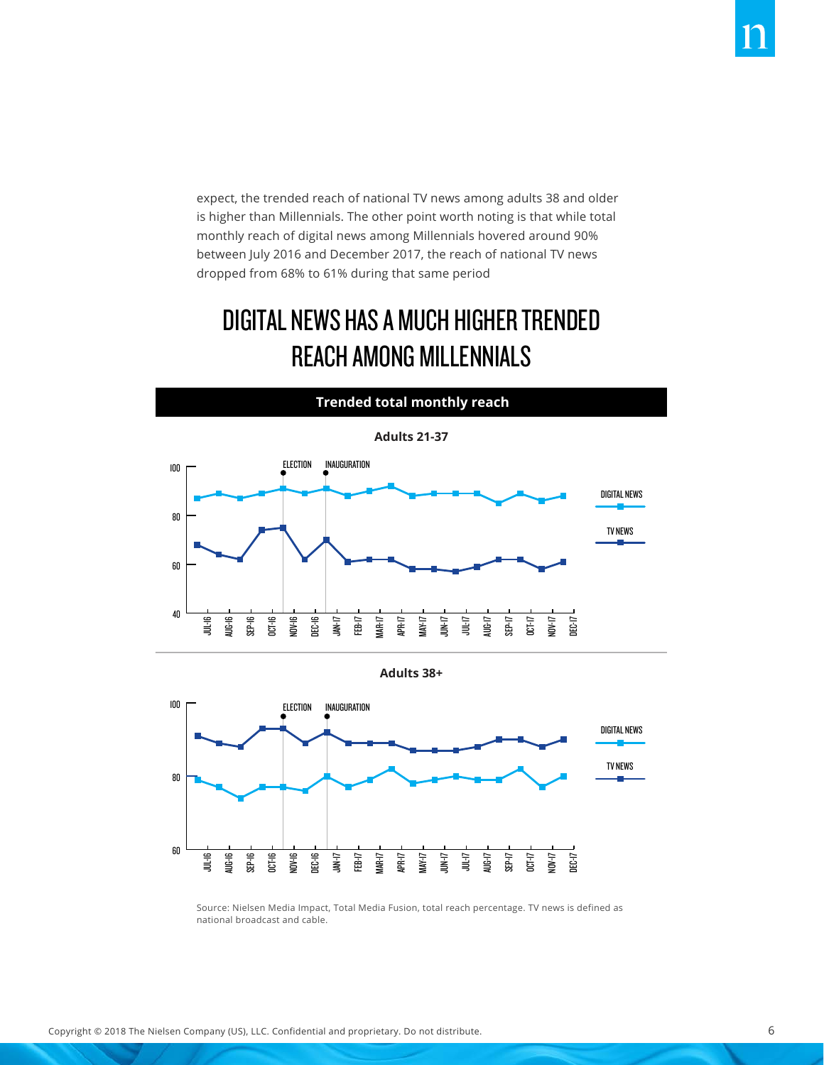expect, the trended reach of national TV news among adults 38 and older is higher than Millennials. The other point worth noting is that while total monthly reach of digital news among Millennials hovered around 90% between July 2016 and December 2017, the reach of national TV news dropped from 68% to 61% during that same period

## DIGITAL NEWS HAS A MUCH HIGHER TRENDED REACH AMONG MILLENNIALS

**Trended total monthly reach**

**Adults 21-37**

**Adults 38+**

Source: Nielsen Media Impact, Total Media Fusion, total reach percentage. TV news is defined as national broadcast and cable.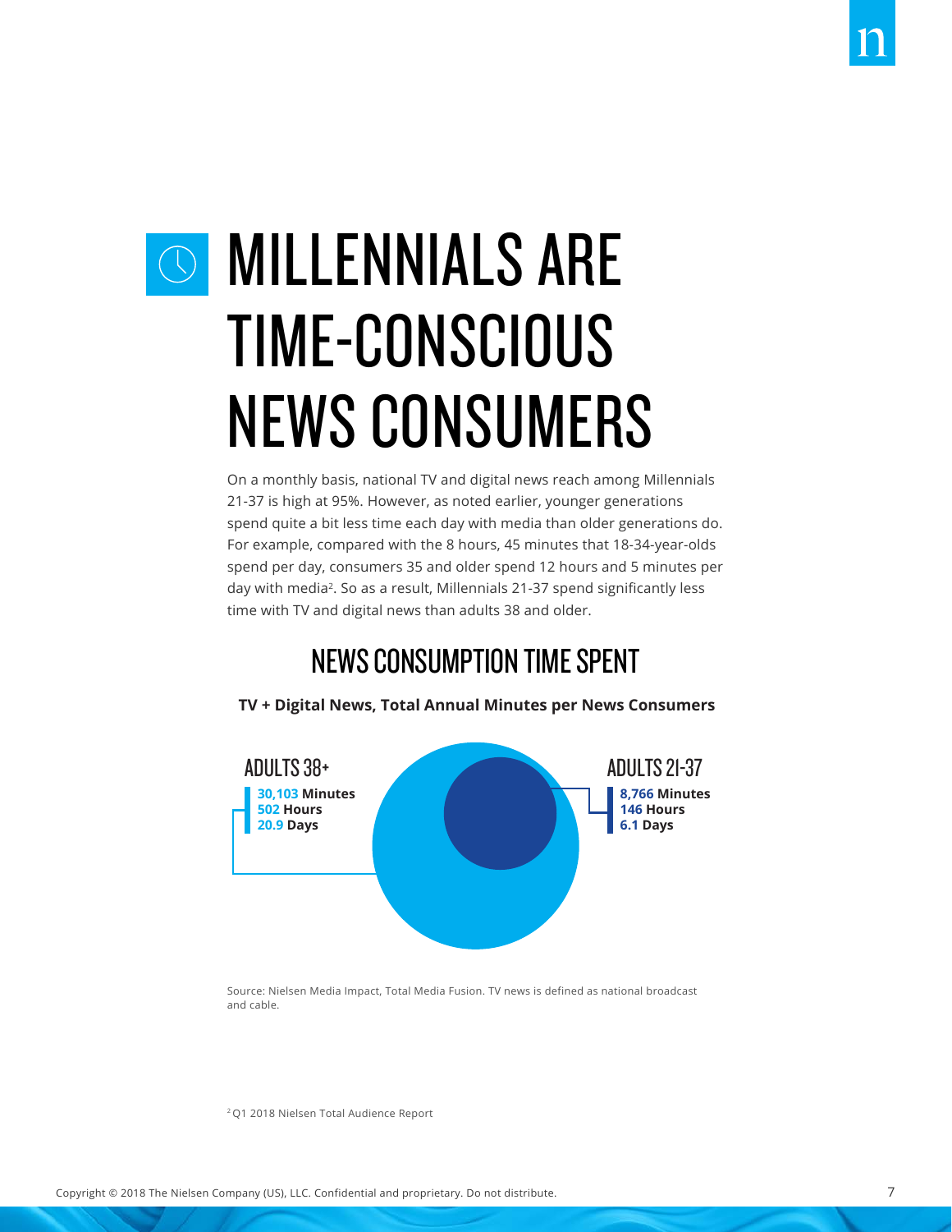# MILLENNIALS ARE TIME-CONSCIOUS NEWS CONSUMERS

On a monthly basis, national TV and digital news reach among Millennials 21-37 is high at 95%. However, as noted earlier, younger generations spend quite a bit less time each day with media than older generations do. For example, compared with the 8 hours, 45 minutes that 18-34-year-olds spend per day, consumers 35 and older spend 12 hours and 5 minutes per day with media[2]. So as a result, Millennials 21-37 spend significantly less time with TV and digital news than adults 38 and older.

## NEWS CONSUMPTION TIME SPENT

**TV + Digital News, Total Annual Minutes per News Consumers**

ADULTS 38+

**30,103 Minutes**
**502 Hours**
**20.9 Days**

ADULTS 21-37

**8,766 Minutes**
**146 Hours**
**6.1 Days**

Source: Nielsen Media Impact, Total Media Fusion. TV news is defined as national broadcast and cable.

[2] Q1 2018 Nielsen Total Audience Report

Copyright © 2018 The Nielsen Company (US), LLC. Confidential and proprietary. Do not distribute.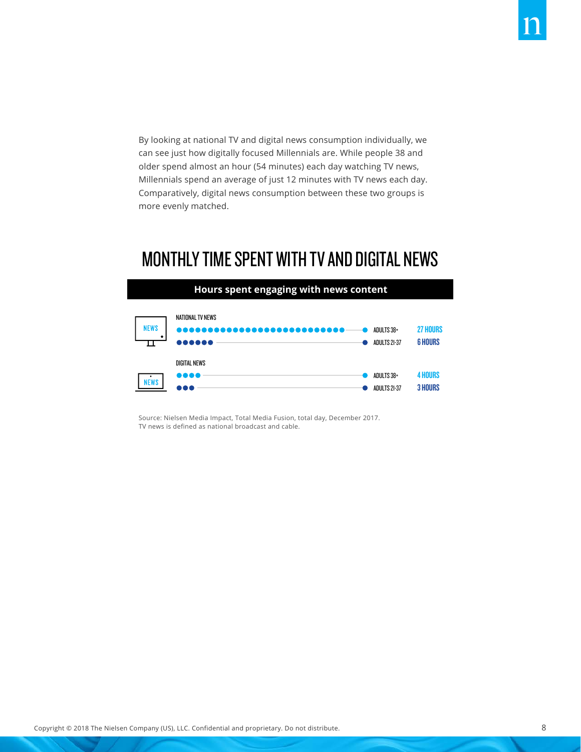By looking at national TV and digital news consumption individually, we can see just how digitally focused Millennials are. While people 38 and older spend almost an hour (54 minutes) each day watching TV news, Millennials spend an average of just 12 minutes with TV news each day. Comparatively, digital news consumption between these two groups is more evenly matched.

## MONTHLY TIME SPENT WITH TV AND DIGITAL NEWS

**Hours spent engaging with news content**

| | Audience | Hours |
|---|---|---|
| NATIONAL TV NEWS | ADULTS 38+ | 27 HOURS |
| | ADULTS 21-37 | 6 HOURS |
| DIGITAL NEWS | ADULTS 38+ | 4 HOURS |
| | ADULTS 21-37 | 3 HOURS |

Source: Nielsen Media Impact, Total Media Fusion, total day, December 2017.
TV news is defined as national broadcast and cable.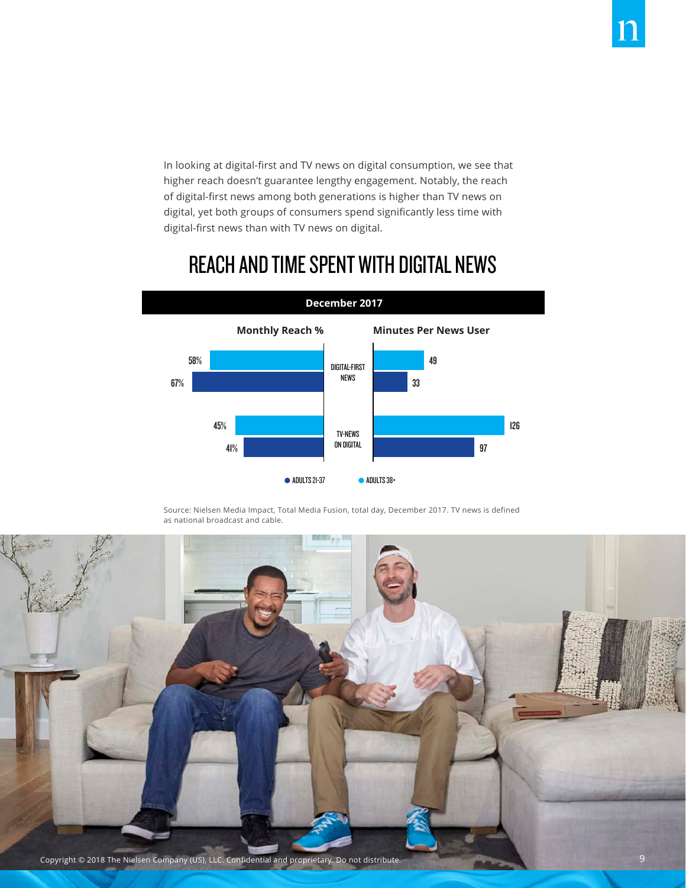In looking at digital-first and TV news on digital consumption, we see that higher reach doesn't guarantee lengthy engagement. Notably, the reach of digital-first news among both generations is higher than TV news on digital, yet both groups of consumers spend significantly less time with digital-first news than with TV news on digital.

## REACH AND TIME SPENT WITH DIGITAL NEWS

**December 2017**

| | Monthly Reach % (Adults 38+) | Monthly Reach % (Adults 21-37) | Minutes Per News User (Adults 38+) | Minutes Per News User (Adults 21-37) |
|---|---|---|---|---|
| DIGITAL-FIRST NEWS | 58% | 67% | 49 | 33 |
| TV-NEWS ON DIGITAL | 45% | 41% | 126 | 97 |

Source: Nielsen Media Impact, Total Media Fusion, total day, December 2017. TV news is defined as national broadcast and cable.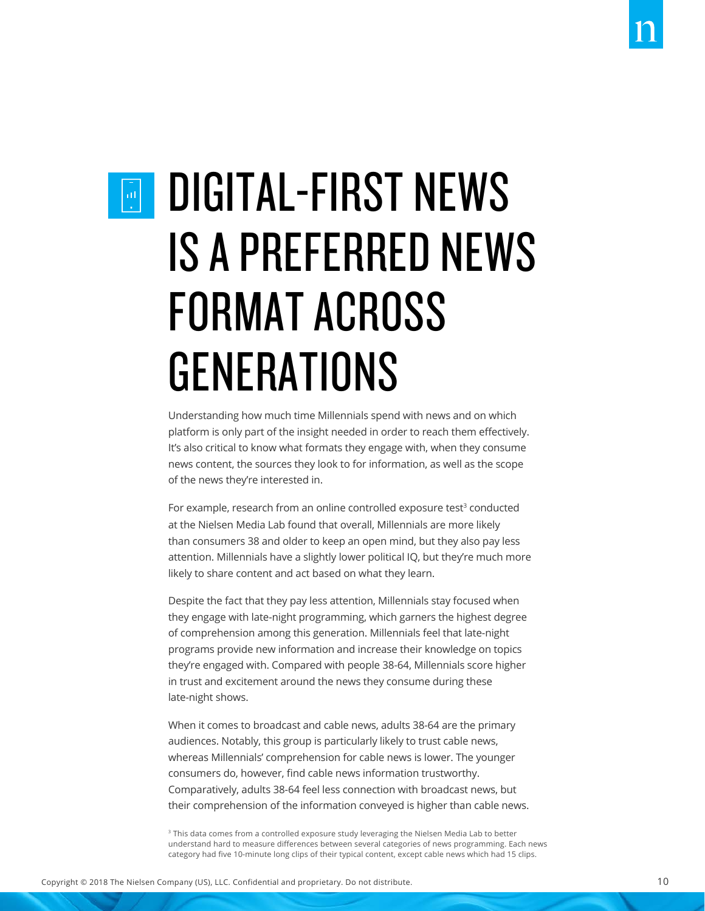# DIGITAL-FIRST NEWS IS A PREFERRED NEWS FORMAT ACROSS GENERATIONS

Understanding how much time Millennials spend with news and on which platform is only part of the insight needed in order to reach them effectively. It's also critical to know what formats they engage with, when they consume news content, the sources they look to for information, as well as the scope of the news they're interested in.

For example, research from an online controlled exposure test[3] conducted at the Nielsen Media Lab found that overall, Millennials are more likely than consumers 38 and older to keep an open mind, but they also pay less attention. Millennials have a slightly lower political IQ, but they're much more likely to share content and act based on what they learn.

Despite the fact that they pay less attention, Millennials stay focused when they engage with late-night programming, which garners the highest degree of comprehension among this generation. Millennials feel that late-night programs provide new information and increase their knowledge on topics they're engaged with. Compared with people 38-64, Millennials score higher in trust and excitement around the news they consume during these late-night shows.

When it comes to broadcast and cable news, adults 38-64 are the primary audiences. Notably, this group is particularly likely to trust cable news, whereas Millennials' comprehension for cable news is lower. The younger consumers do, however, find cable news information trustworthy. Comparatively, adults 38-64 feel less connection with broadcast news, but their comprehension of the information conveyed is higher than cable news.

[3] This data comes from a controlled exposure study leveraging the Nielsen Media Lab to better understand hard to measure differences between several categories of news programming. Each news category had five 10-minute long clips of their typical content, except cable news which had 15 clips.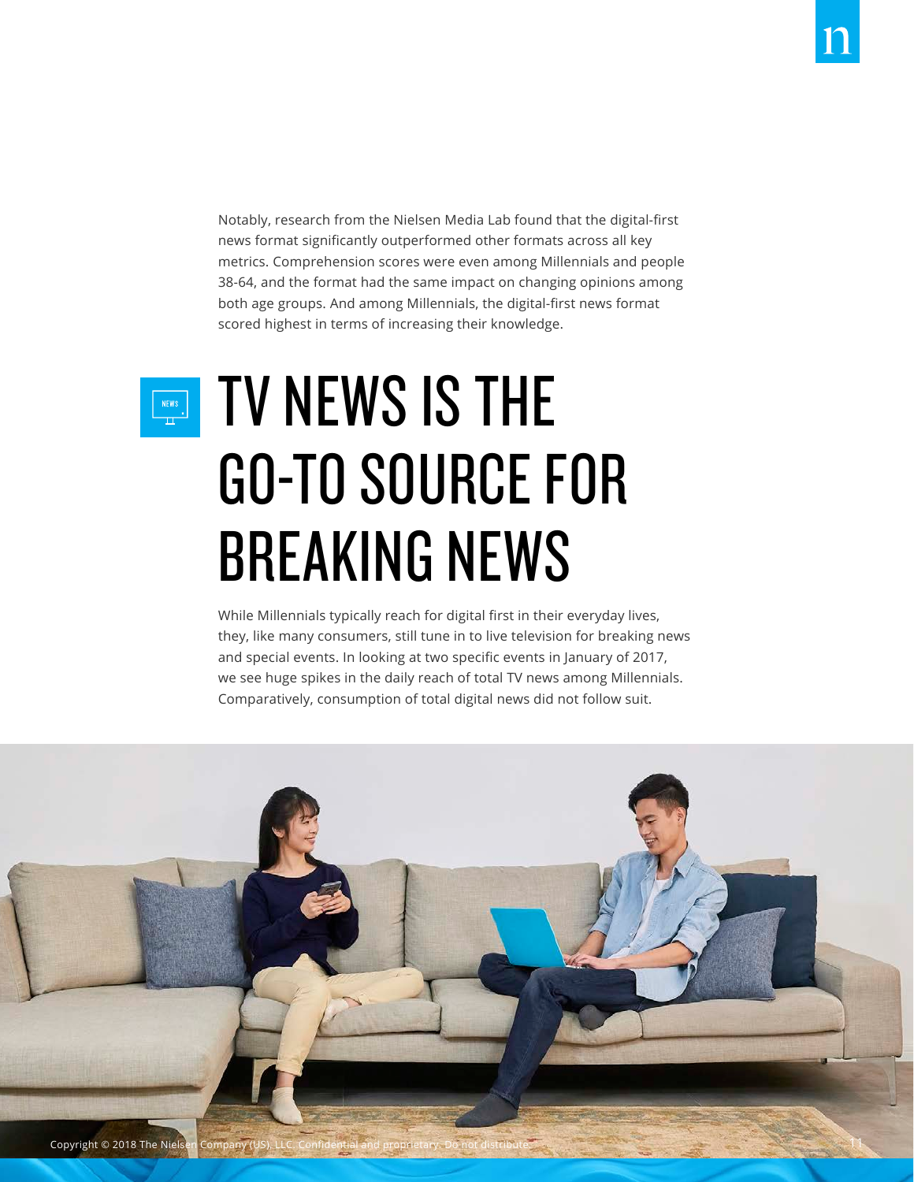Notably, research from the Nielsen Media Lab found that the digital-first news format significantly outperformed other formats across all key metrics. Comprehension scores were even among Millennials and people 38-64, and the format had the same impact on changing opinions among both age groups. And among Millennials, the digital-first news format scored highest in terms of increasing their knowledge.

# TV NEWS IS THE GO-TO SOURCE FOR BREAKING NEWS

While Millennials typically reach for digital first in their everyday lives, they, like many consumers, still tune in to live television for breaking news and special events. In looking at two specific events in January of 2017, we see huge spikes in the daily reach of total TV news among Millennials. Comparatively, consumption of total digital news did not follow suit.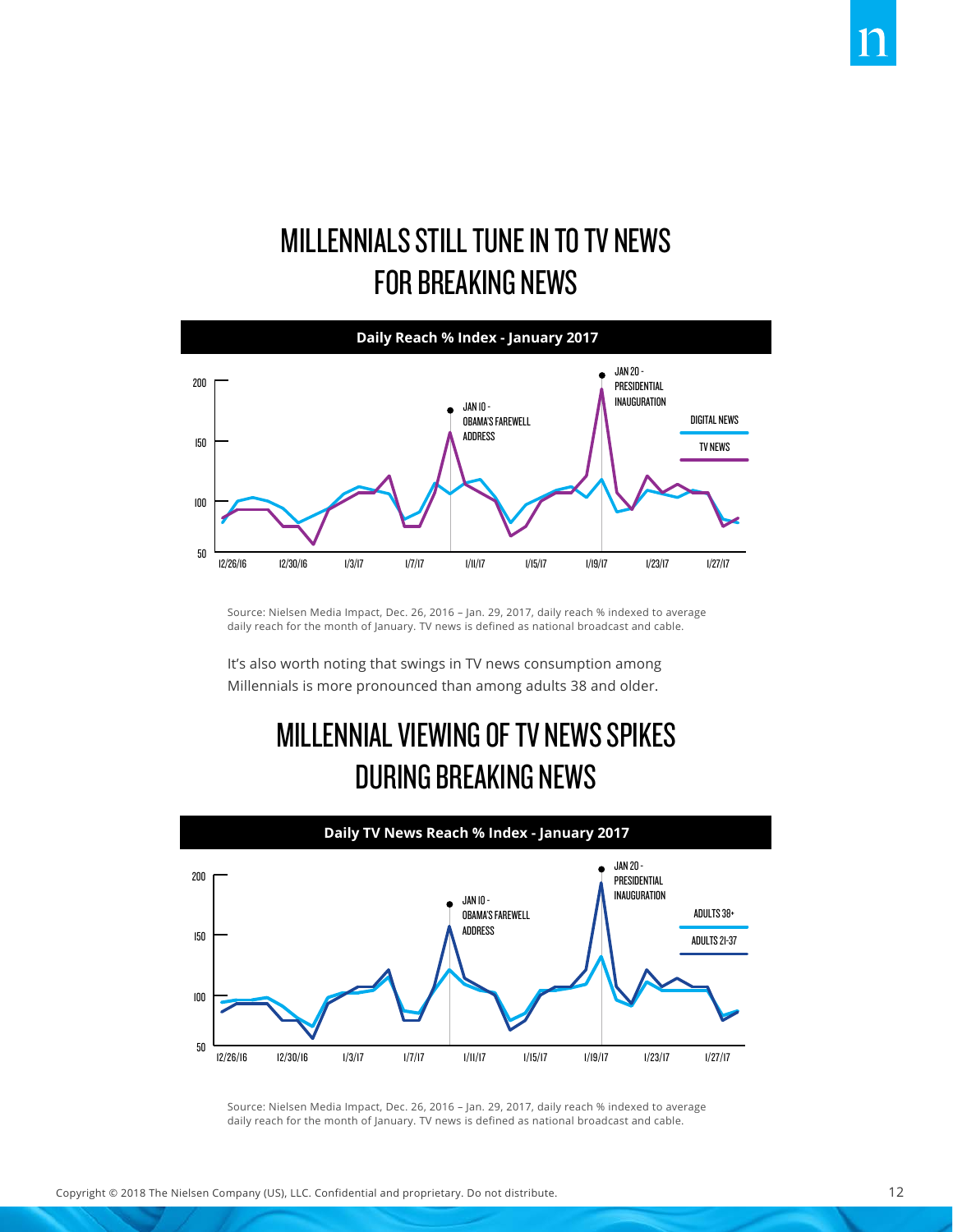## MILLENNIALS STILL TUNE IN TO TV NEWS FOR BREAKING NEWS

**Daily Reach % Index - January 2017**

Source: Nielsen Media Impact, Dec. 26, 2016 – Jan. 29, 2017, daily reach % indexed to average daily reach for the month of January. TV news is defined as national broadcast and cable.

It's also worth noting that swings in TV news consumption among Millennials is more pronounced than among adults 38 and older.

## MILLENNIAL VIEWING OF TV NEWS SPIKES DURING BREAKING NEWS

**Daily TV News Reach % Index - January 2017**

Source: Nielsen Media Impact, Dec. 26, 2016 – Jan. 29, 2017, daily reach % indexed to average daily reach for the month of January. TV news is defined as national broadcast and cable.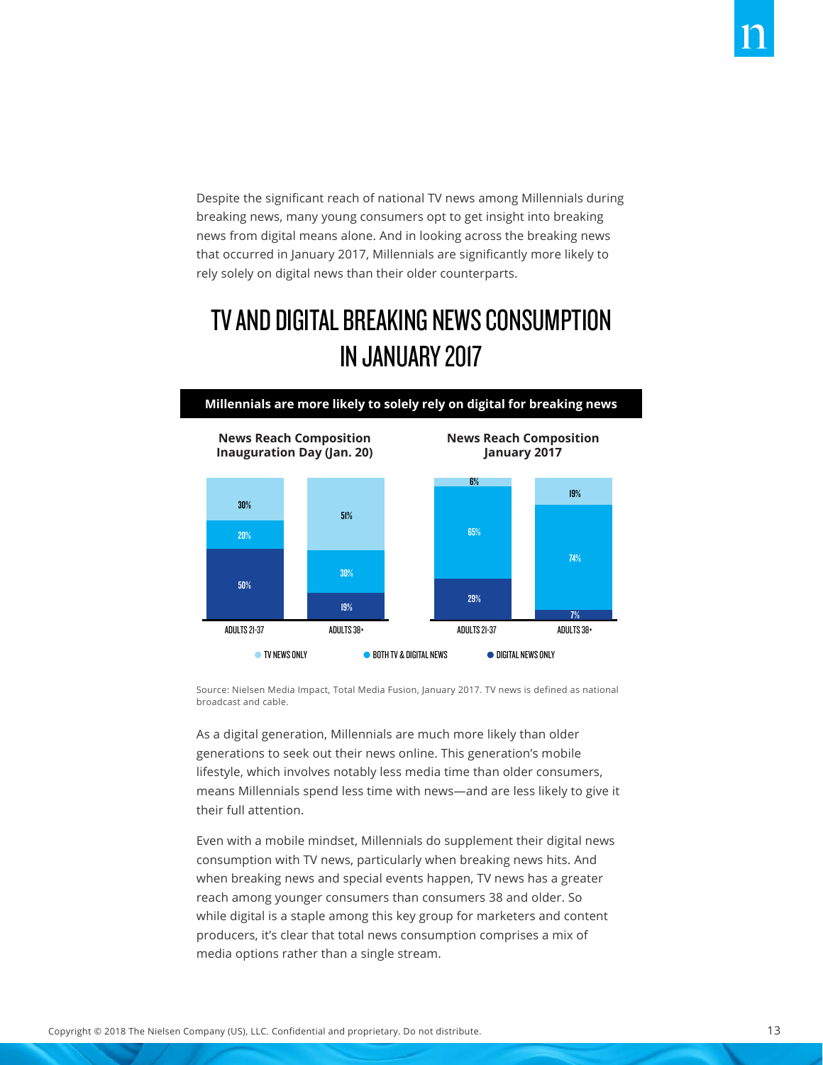Despite the significant reach of national TV news among Millennials during breaking news, many young consumers opt to get insight into breaking news from digital means alone. And in looking across the breaking news that occurred in January 2017, Millennials are significantly more likely to rely solely on digital news than their older counterparts.

# TV AND DIGITAL BREAKING NEWS CONSUMPTION IN JANUARY 2017

**Millennials are more likely to solely rely on digital for breaking news**

**News Reach Composition Inauguration Day (Jan. 20)**

| | ADULTS 21-37 | ADULTS 38+ |
|---|---|---|
| TV NEWS ONLY | 30% | 51% |
| BOTH TV & DIGITAL NEWS | 20% | 30% |
| DIGITAL NEWS ONLY | 50% | 19% |

**News Reach Composition January 2017**

| | ADULTS 21-37 | ADULTS 38+ |
|---|---|---|
| TV NEWS ONLY | 6% | 19% |
| BOTH TV & DIGITAL NEWS | 65% | 74% |
| DIGITAL NEWS ONLY | 29% | 7% |

Source: Nielsen Media Impact, Total Media Fusion, January 2017. TV news is defined as national broadcast and cable.

As a digital generation, Millennials are much more likely than older generations to seek out their news online. This generation's mobile lifestyle, which involves notably less media time than older consumers, means Millennials spend less time with news—and are less likely to give it their full attention.

Even with a mobile mindset, Millennials do supplement their digital news consumption with TV news, particularly when breaking news hits. And when breaking news and special events happen, TV news has a greater reach among younger consumers than consumers 38 and older. So while digital is a staple among this key group for marketers and content producers, it's clear that total news consumption comprises a mix of media options rather than a single stream.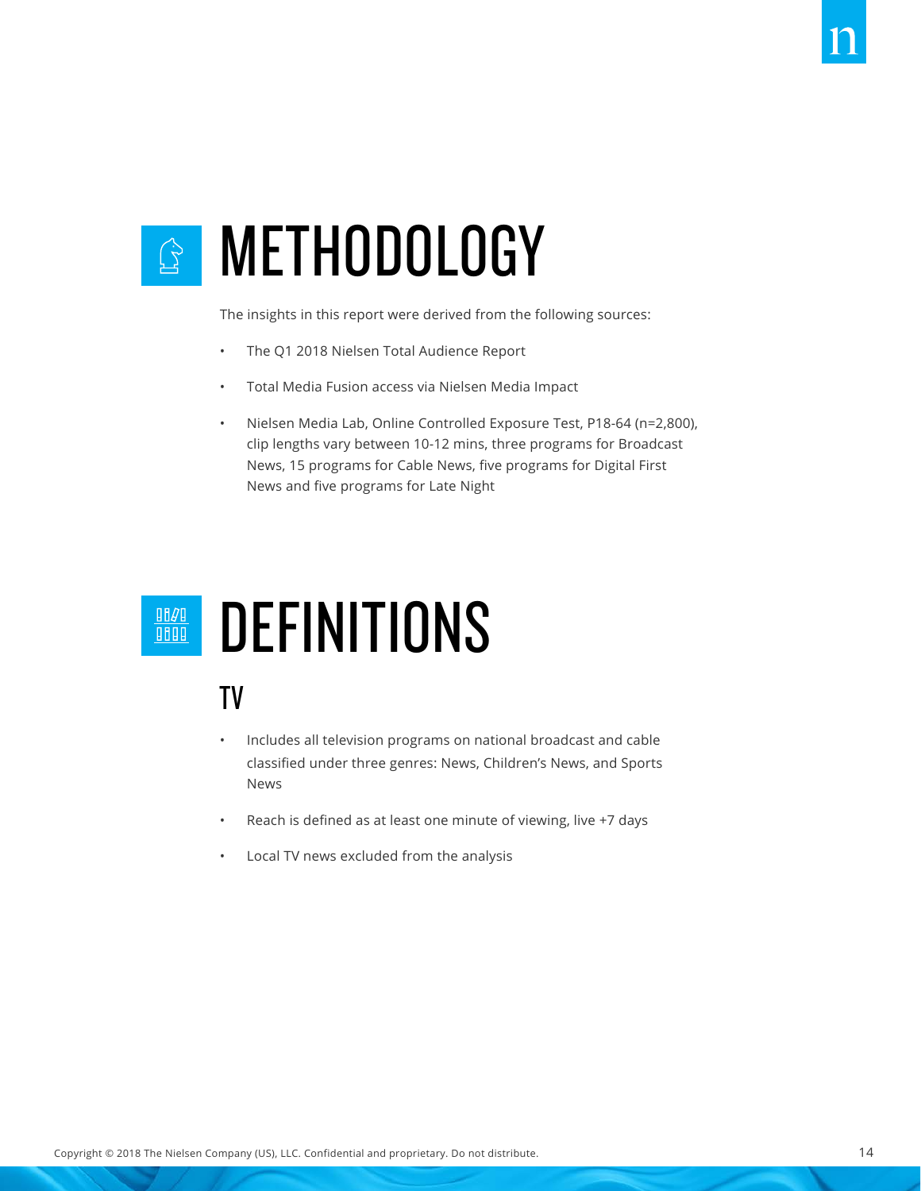# METHODOLOGY

The insights in this report were derived from the following sources:

- The Q1 2018 Nielsen Total Audience Report
- Total Media Fusion access via Nielsen Media Impact
- Nielsen Media Lab, Online Controlled Exposure Test, P18-64 (n=2,800), clip lengths vary between 10-12 mins, three programs for Broadcast News, 15 programs for Cable News, five programs for Digital First News and five programs for Late Night

# DEFINITIONS

## TV

- Includes all television programs on national broadcast and cable classified under three genres: News, Children's News, and Sports News
- Reach is defined as at least one minute of viewing, live +7 days
- Local TV news excluded from the analysis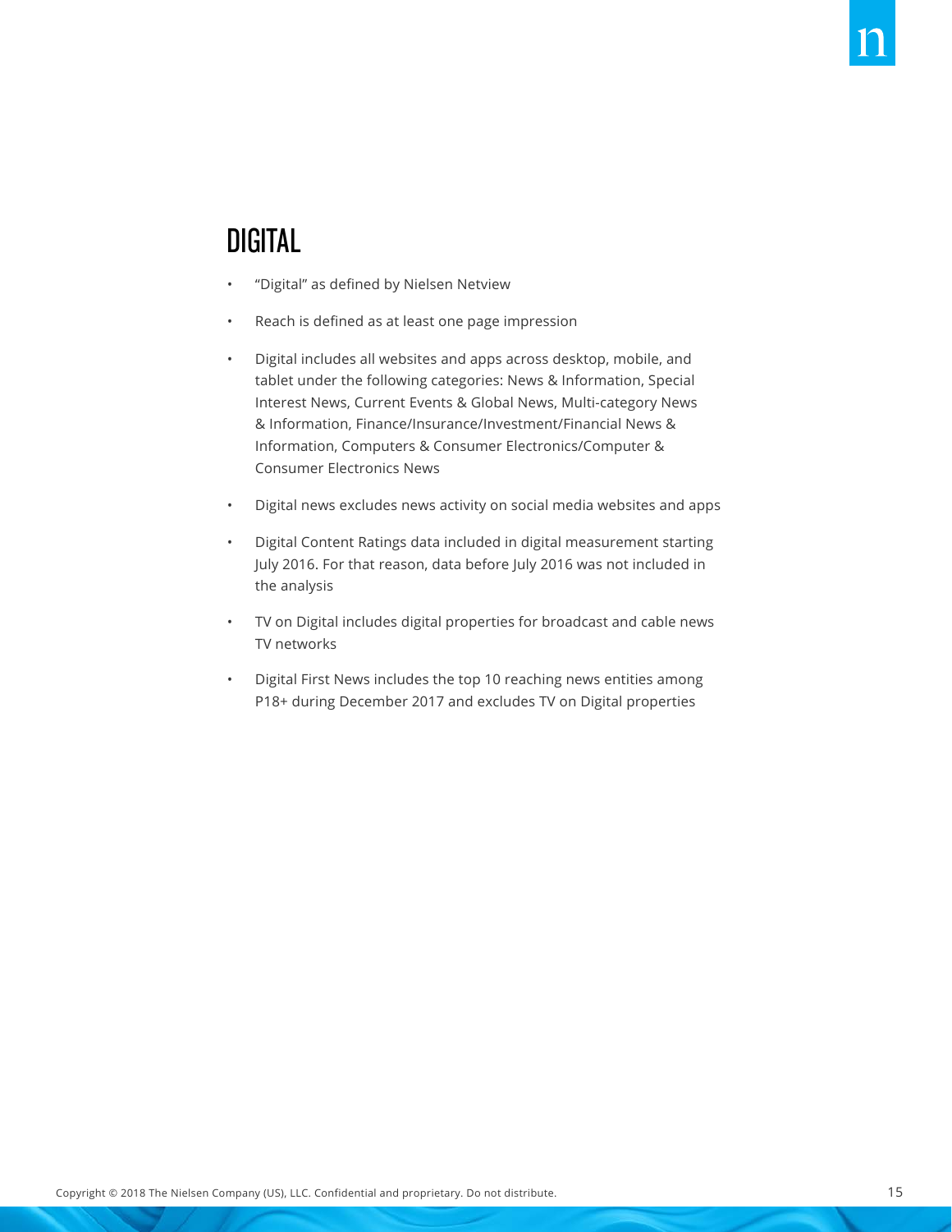## DIGITAL

- "Digital" as defined by Nielsen Netview
- Reach is defined as at least one page impression
- Digital includes all websites and apps across desktop, mobile, and tablet under the following categories: News & Information, Special Interest News, Current Events & Global News, Multi-category News & Information, Finance/Insurance/Investment/Financial News & Information, Computers & Consumer Electronics/Computer & Consumer Electronics News
- Digital news excludes news activity on social media websites and apps
- Digital Content Ratings data included in digital measurement starting July 2016. For that reason, data before July 2016 was not included in the analysis
- TV on Digital includes digital properties for broadcast and cable news TV networks
- Digital First News includes the top 10 reaching news entities among P18+ during December 2017 and excludes TV on Digital properties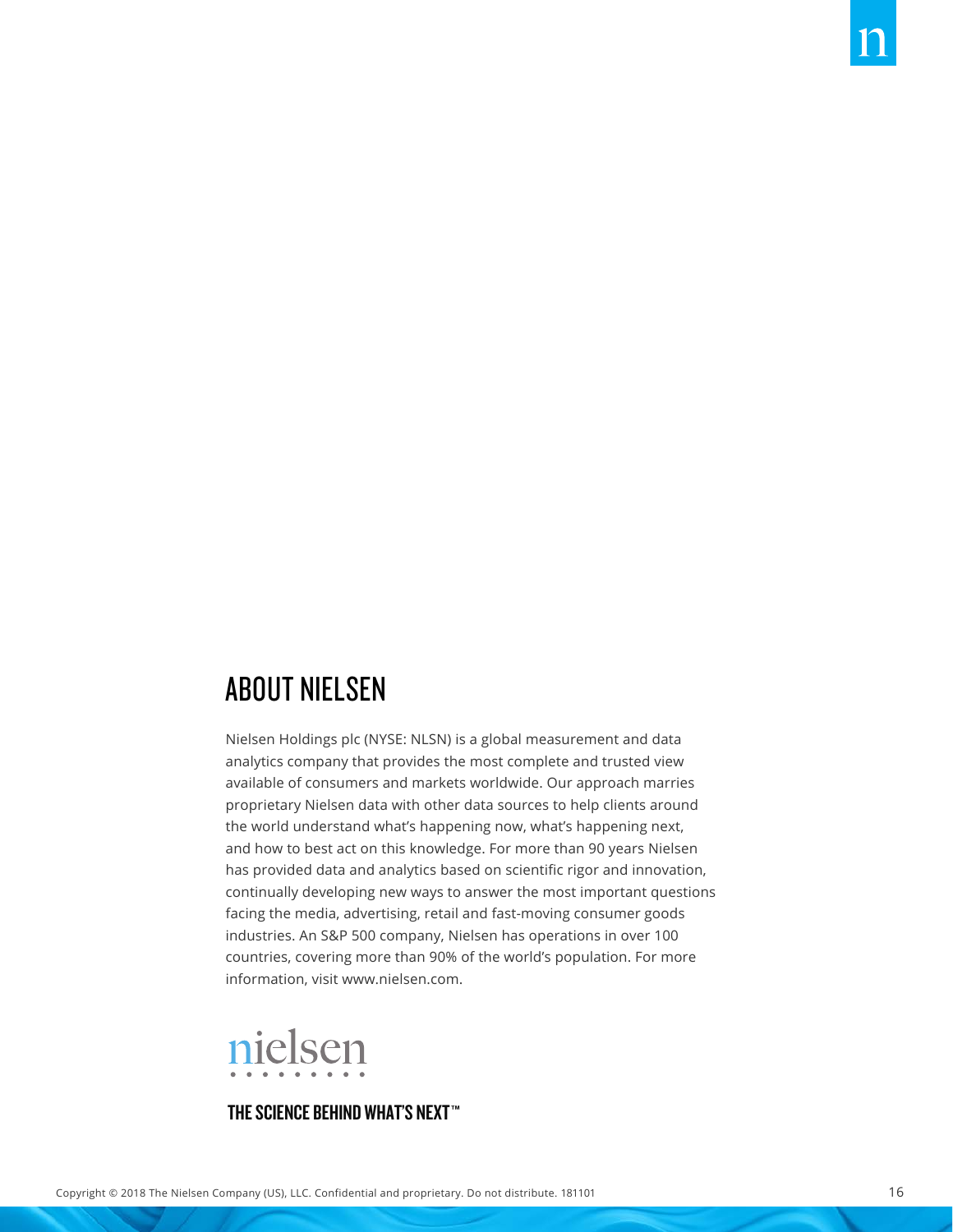## ABOUT NIELSEN

Nielsen Holdings plc (NYSE: NLSN) is a global measurement and data analytics company that provides the most complete and trusted view available of consumers and markets worldwide. Our approach marries proprietary Nielsen data with other data sources to help clients around the world understand what's happening now, what's happening next, and how to best act on this knowledge. For more than 90 years Nielsen has provided data and analytics based on scientific rigor and innovation, continually developing new ways to answer the most important questions facing the media, advertising, retail and fast-moving consumer goods industries. An S&P 500 company, Nielsen has operations in over 100 countries, covering more than 90% of the world's population. For more information, visit www.nielsen.com.

nielsen

THE SCIENCE BEHIND WHAT'S NEXT™

Copyright © 2018 The Nielsen Company (US), LLC. Confidential and proprietary. Do not distribute. 181101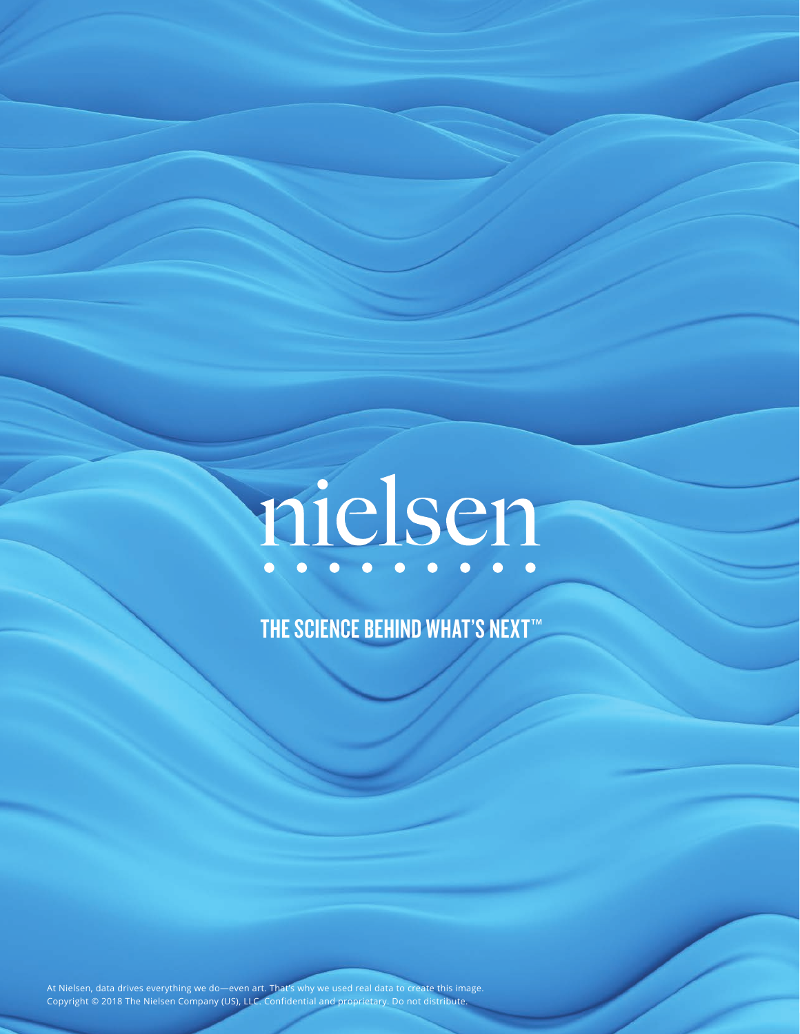nielsen

THE SCIENCE BEHIND WHAT'S NEXT™

At Nielsen, data drives everything we do—even art. That's why we used real data to create this image.
Copyright © 2018 The Nielsen Company (US), LLC. Confidential and proprietary. Do not distribute.